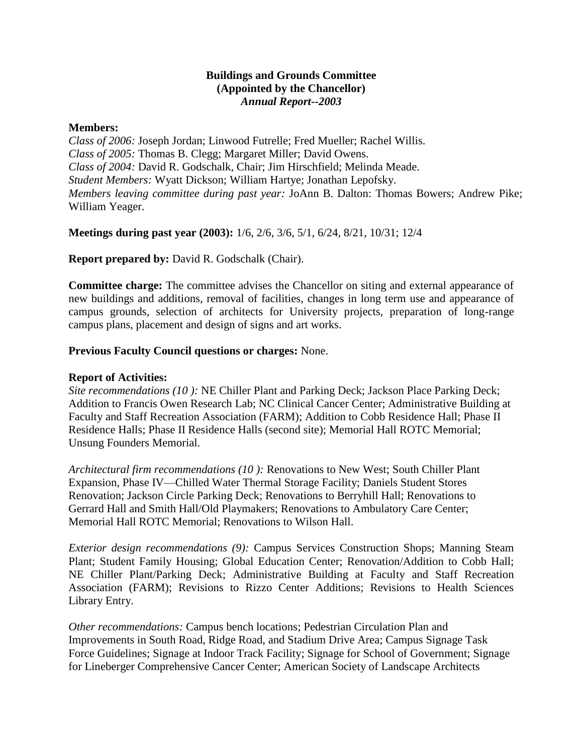**Buildings and Grounds Committee**
**(Appointed by the Chancellor)**
***Annual Report--2003***

**Members:**
*Class of 2006:* Joseph Jordan; Linwood Futrelle; Fred Mueller; Rachel Willis.
*Class of 2005:* Thomas B. Clegg; Margaret Miller; David Owens.
*Class of 2004:* David R. Godschalk, Chair; Jim Hirschfield; Melinda Meade.
*Student Members:* Wyatt Dickson; William Hartye; Jonathan Lepofsky.
*Members leaving committee during past year:* JoAnn B. Dalton: Thomas Bowers; Andrew Pike; William Yeager.

**Meetings during past year (2003):** 1/6, 2/6, 3/6, 5/1, 6/24, 8/21, 10/31; 12/4

**Report prepared by:** David R. Godschalk (Chair).

**Committee charge:** The committee advises the Chancellor on siting and external appearance of new buildings and additions, removal of facilities, changes in long term use and appearance of campus grounds, selection of architects for University projects, preparation of long-range campus plans, placement and design of signs and art works.

**Previous Faculty Council questions or charges:** None.

**Report of Activities:**
*Site recommendations (10 ):* NE Chiller Plant and Parking Deck; Jackson Place Parking Deck; Addition to Francis Owen Research Lab; NC Clinical Cancer Center; Administrative Building at Faculty and Staff Recreation Association (FARM); Addition to Cobb Residence Hall; Phase II Residence Halls; Phase II Residence Halls (second site); Memorial Hall ROTC Memorial; Unsung Founders Memorial.

*Architectural firm recommendations (10 ):* Renovations to New West; South Chiller Plant Expansion, Phase IV—Chilled Water Thermal Storage Facility; Daniels Student Stores Renovation; Jackson Circle Parking Deck; Renovations to Berryhill Hall; Renovations to Gerrard Hall and Smith Hall/Old Playmakers; Renovations to Ambulatory Care Center; Memorial Hall ROTC Memorial; Renovations to Wilson Hall.

*Exterior design recommendations (9):* Campus Services Construction Shops; Manning Steam Plant; Student Family Housing; Global Education Center; Renovation/Addition to Cobb Hall; NE Chiller Plant/Parking Deck; Administrative Building at Faculty and Staff Recreation Association (FARM); Revisions to Rizzo Center Additions; Revisions to Health Sciences Library Entry.

*Other recommendations:* Campus bench locations; Pedestrian Circulation Plan and Improvements in South Road, Ridge Road, and Stadium Drive Area; Campus Signage Task Force Guidelines; Signage at Indoor Track Facility; Signage for School of Government; Signage for Lineberger Comprehensive Cancer Center; American Society of Landscape Architects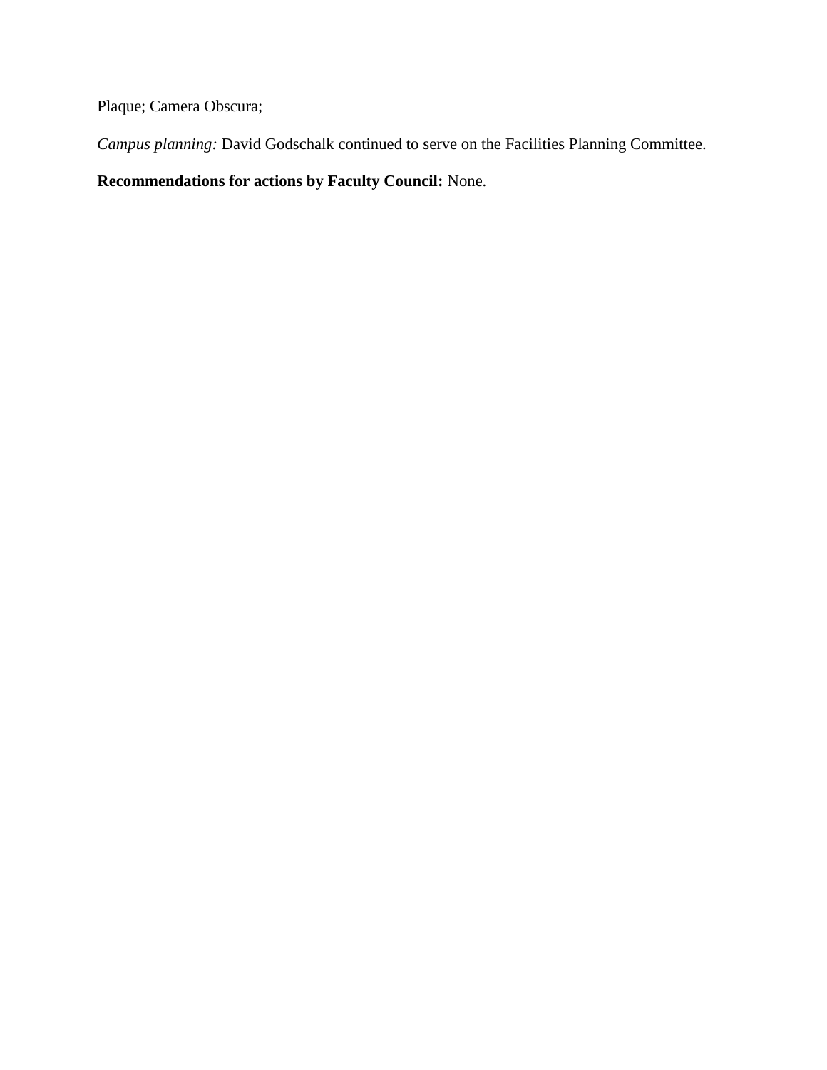Plaque; Camera Obscura;

*Campus planning:* David Godschalk continued to serve on the Facilities Planning Committee.

**Recommendations for actions by Faculty Council:** None.